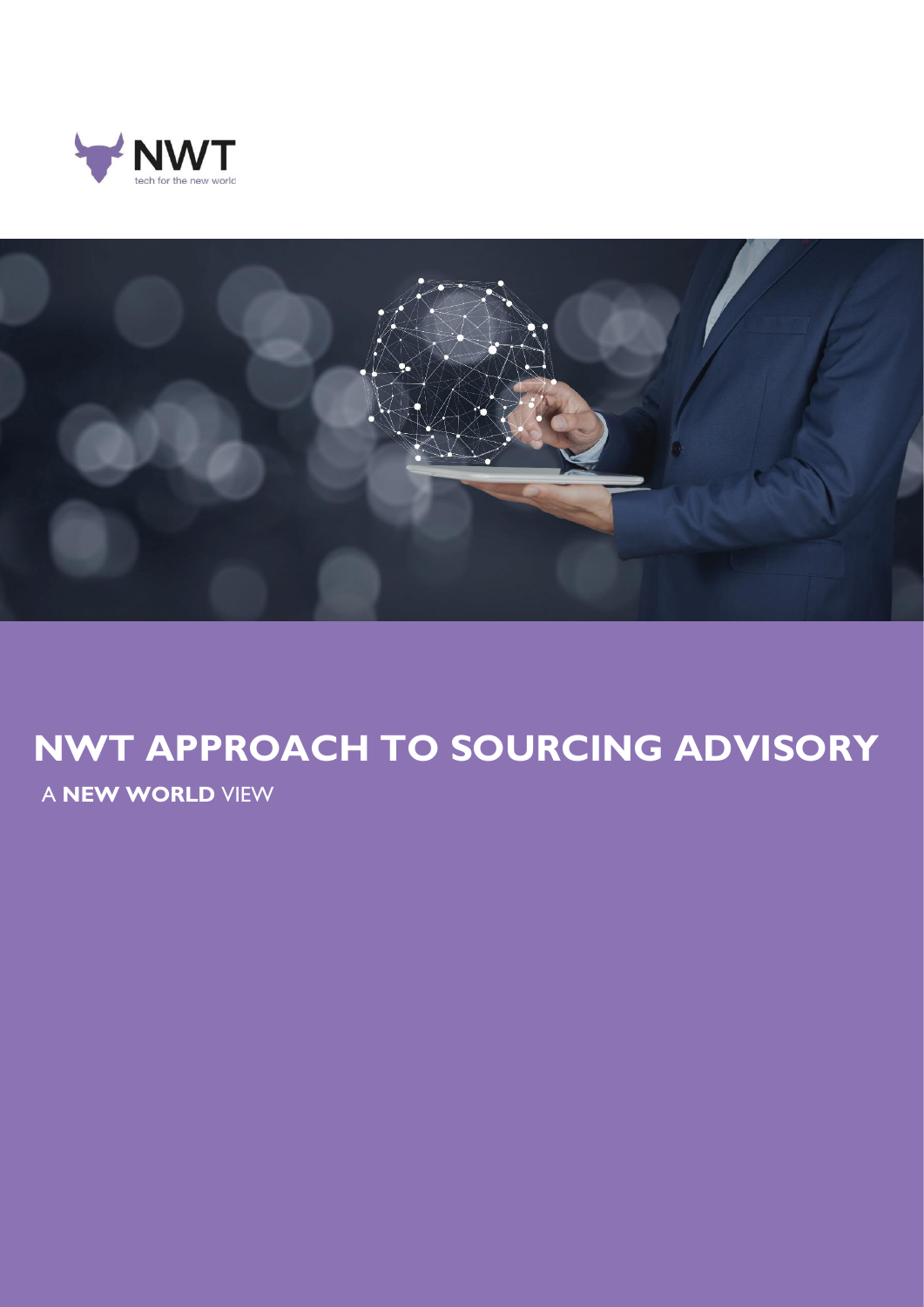NWT
tech for the new world

# NWT APPROACH TO SOURCING ADVISORY

A **NEW WORLD** VIEW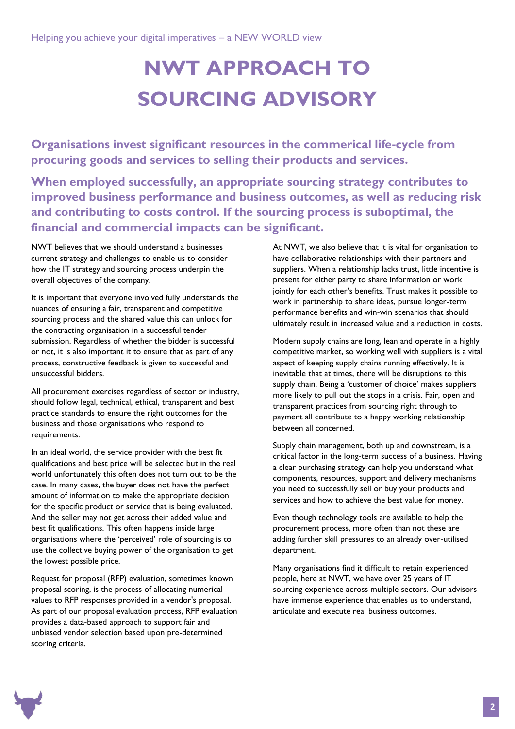# NWT APPROACH TO SOURCING ADVISORY

**Organisations invest significant resources in the commerical life-cycle from procuring goods and services to selling their products and services.**

**When employed successfully, an appropriate sourcing strategy contributes to improved business performance and business outcomes, as well as reducing risk and contributing to costs control. If the sourcing process is suboptimal, the financial and commercial impacts can be significant.**

NWT believes that we should understand a businesses current strategy and challenges to enable us to consider how the IT strategy and sourcing process underpin the overall objectives of the company.

It is important that everyone involved fully understands the nuances of ensuring a fair, transparent and competitive sourcing process and the shared value this can unlock for the contracting organisation in a successful tender submission. Regardless of whether the bidder is successful or not, it is also important it to ensure that as part of any process, constructive feedback is given to successful and unsuccessful bidders.

All procurement exercises regardless of sector or industry, should follow legal, technical, ethical, transparent and best practice standards to ensure the right outcomes for the business and those organisations who respond to requirements.

In an ideal world, the service provider with the best fit qualifications and best price will be selected but in the real world unfortunately this often does not turn out to be the case. In many cases, the buyer does not have the perfect amount of information to make the appropriate decision for the specific product or service that is being evaluated. And the seller may not get across their added value and best fit qualifications. This often happens inside large organisations where the 'perceived' role of sourcing is to use the collective buying power of the organisation to get the lowest possible price.

Request for proposal (RFP) evaluation, sometimes known proposal scoring, is the process of allocating numerical values to RFP responses provided in a vendor's proposal. As part of our proposal evaluation process, RFP evaluation provides a data-based approach to support fair and unbiased vendor selection based upon pre-determined scoring criteria.

At NWT, we also believe that it is vital for organisation to have collaborative relationships with their partners and suppliers. When a relationship lacks trust, little incentive is present for either party to share information or work jointly for each other's benefits. Trust makes it possible to work in partnership to share ideas, pursue longer-term performance benefits and win-win scenarios that should ultimately result in increased value and a reduction in costs.

Modern supply chains are long, lean and operate in a highly competitive market, so working well with suppliers is a vital aspect of keeping supply chains running effectively. It is inevitable that at times, there will be disruptions to this supply chain. Being a 'customer of choice' makes suppliers more likely to pull out the stops in a crisis. Fair, open and transparent practices from sourcing right through to payment all contribute to a happy working relationship between all concerned.

Supply chain management, both up and downstream, is a critical factor in the long-term success of a business. Having a clear purchasing strategy can help you understand what components, resources, support and delivery mechanisms you need to successfully sell or buy your products and services and how to achieve the best value for money.

Even though technology tools are available to help the procurement process, more often than not these are adding further skill pressures to an already over-utilised department.

Many organisations find it difficult to retain experienced people, here at NWT, we have over 25 years of IT sourcing experience across multiple sectors. Our advisors have immense experience that enables us to understand, articulate and execute real business outcomes.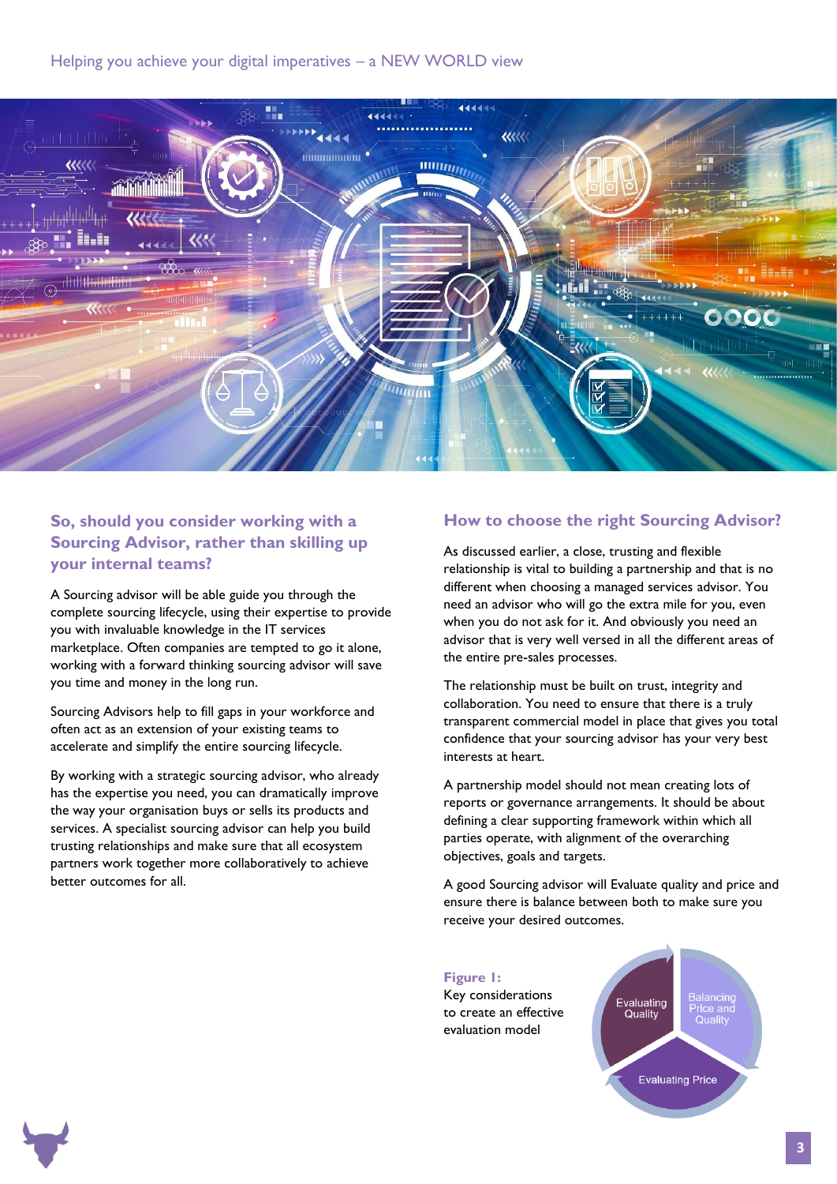## So, should you consider working with a Sourcing Advisor, rather than skilling up your internal teams?

A Sourcing advisor will be able guide you through the complete sourcing lifecycle, using their expertise to provide you with invaluable knowledge in the IT services marketplace. Often companies are tempted to go it alone, working with a forward thinking sourcing advisor will save you time and money in the long run.

Sourcing Advisors help to fill gaps in your workforce and often act as an extension of your existing teams to accelerate and simplify the entire sourcing lifecycle.

By working with a strategic sourcing advisor, who already has the expertise you need, you can dramatically improve the way your organisation buys or sells its products and services. A specialist sourcing advisor can help you build trusting relationships and make sure that all ecosystem partners work together more collaboratively to achieve better outcomes for all.

## How to choose the right Sourcing Advisor?

As discussed earlier, a close, trusting and flexible relationship is vital to building a partnership and that is no different when choosing a managed services advisor. You need an advisor who will go the extra mile for you, even when you do not ask for it. And obviously you need an advisor that is very well versed in all the different areas of the entire pre-sales processes.

The relationship must be built on trust, integrity and collaboration. You need to ensure that there is a truly transparent commercial model in place that gives you total confidence that your sourcing advisor has your very best interests at heart.

A partnership model should not mean creating lots of reports or governance arrangements. It should be about defining a clear supporting framework within which all parties operate, with alignment of the overarching objectives, goals and targets.

A good Sourcing advisor will Evaluate quality and price and ensure there is balance between both to make sure you receive your desired outcomes.

**Figure 1:** Key considerations to create an effective evaluation model

Evaluating Quality | Balancing Price and Quality | Evaluating Price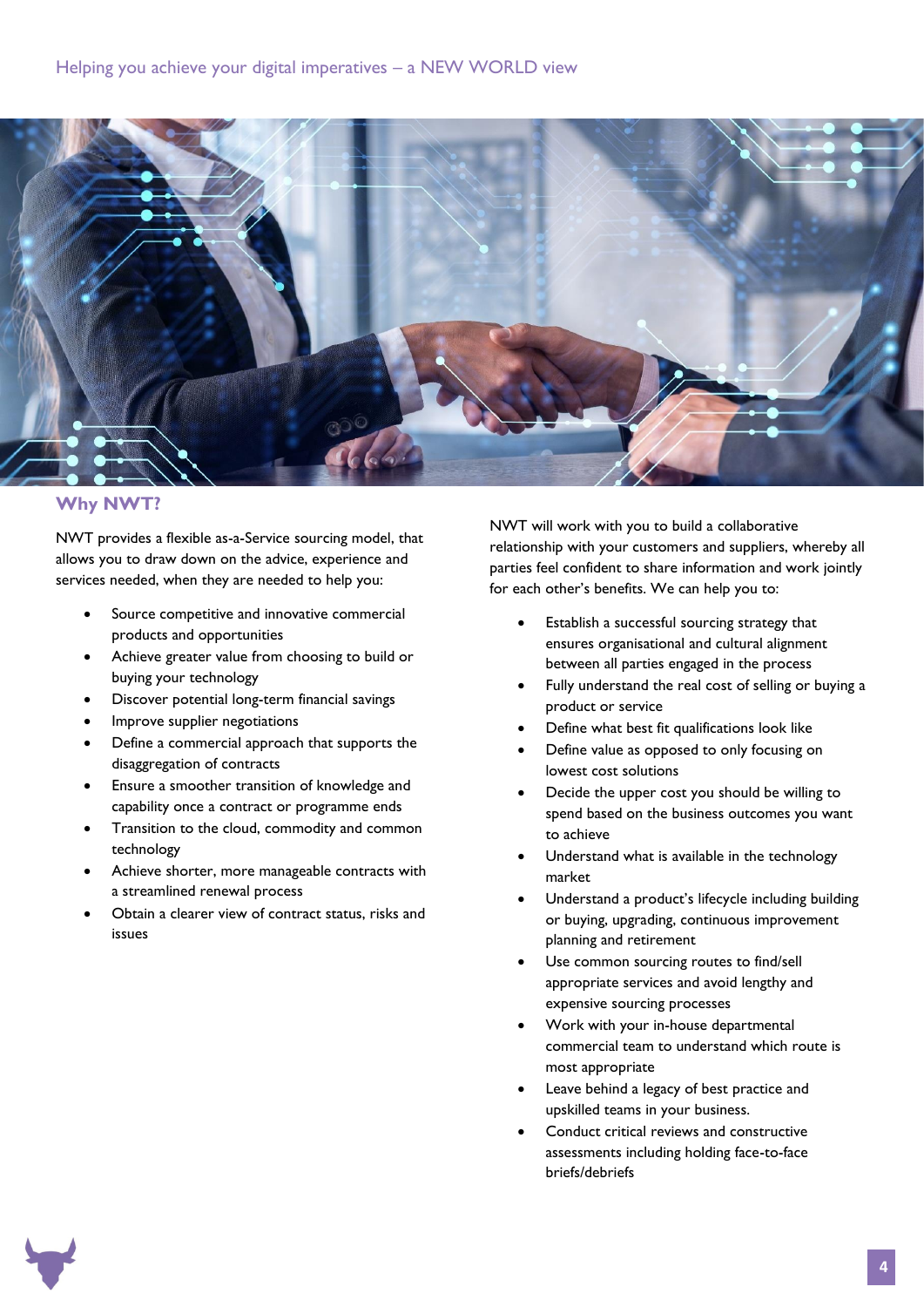## Why NWT?

NWT provides a flexible as-a-Service sourcing model, that allows you to draw down on the advice, experience and services needed, when they are needed to help you:

- Source competitive and innovative commercial products and opportunities
- Achieve greater value from choosing to build or buying your technology
- Discover potential long-term financial savings
- Improve supplier negotiations
- Define a commercial approach that supports the disaggregation of contracts
- Ensure a smoother transition of knowledge and capability once a contract or programme ends
- Transition to the cloud, commodity and common technology
- Achieve shorter, more manageable contracts with a streamlined renewal process
- Obtain a clearer view of contract status, risks and issues

NWT will work with you to build a collaborative relationship with your customers and suppliers, whereby all parties feel confident to share information and work jointly for each other's benefits. We can help you to:

- Establish a successful sourcing strategy that ensures organisational and cultural alignment between all parties engaged in the process
- Fully understand the real cost of selling or buying a product or service
- Define what best fit qualifications look like
- Define value as opposed to only focusing on lowest cost solutions
- Decide the upper cost you should be willing to spend based on the business outcomes you want to achieve
- Understand what is available in the technology market
- Understand a product's lifecycle including building or buying, upgrading, continuous improvement planning and retirement
- Use common sourcing routes to find/sell appropriate services and avoid lengthy and expensive sourcing processes
- Work with your in-house departmental commercial team to understand which route is most appropriate
- Leave behind a legacy of best practice and upskilled teams in your business.
- Conduct critical reviews and constructive assessments including holding face-to-face briefs/debriefs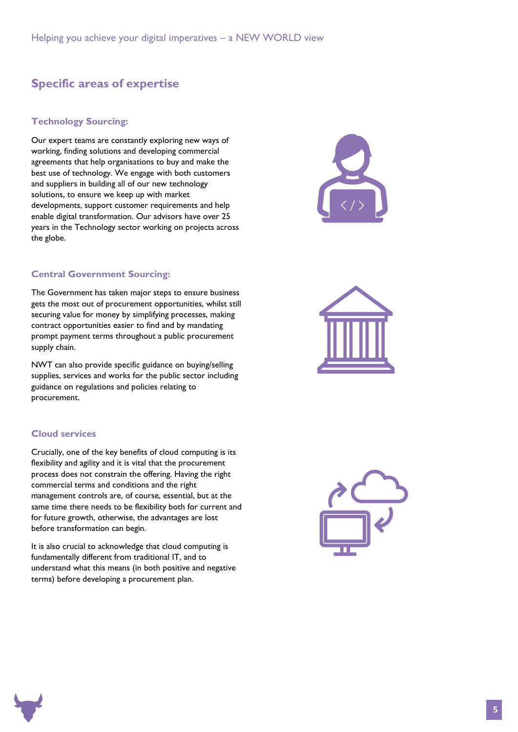## Specific areas of expertise

### Technology Sourcing:

Our expert teams are constantly exploring new ways of working, finding solutions and developing commercial agreements that help organisations to buy and make the best use of technology. We engage with both customers and suppliers in building all of our new technology solutions, to ensure we keep up with market developments, support customer requirements and help enable digital transformation. Our advisors have over 25 years in the Technology sector working on projects across the globe.

### Central Government Sourcing:

The Government has taken major steps to ensure business gets the most out of procurement opportunities, whilst still securing value for money by simplifying processes, making contract opportunities easier to find and by mandating prompt payment terms throughout a public procurement supply chain.

NWT can also provide specific guidance on buying/selling supplies, services and works for the public sector including guidance on regulations and policies relating to procurement.

### Cloud services

Crucially, one of the key benefits of cloud computing is its flexibility and agility and it is vital that the procurement process does not constrain the offering. Having the right commercial terms and conditions and the right management controls are, of course, essential, but at the same time there needs to be flexibility both for current and for future growth, otherwise, the advantages are lost before transformation can begin.

It is also crucial to acknowledge that cloud computing is fundamentally different from traditional IT, and to understand what this means (in both positive and negative terms) before developing a procurement plan.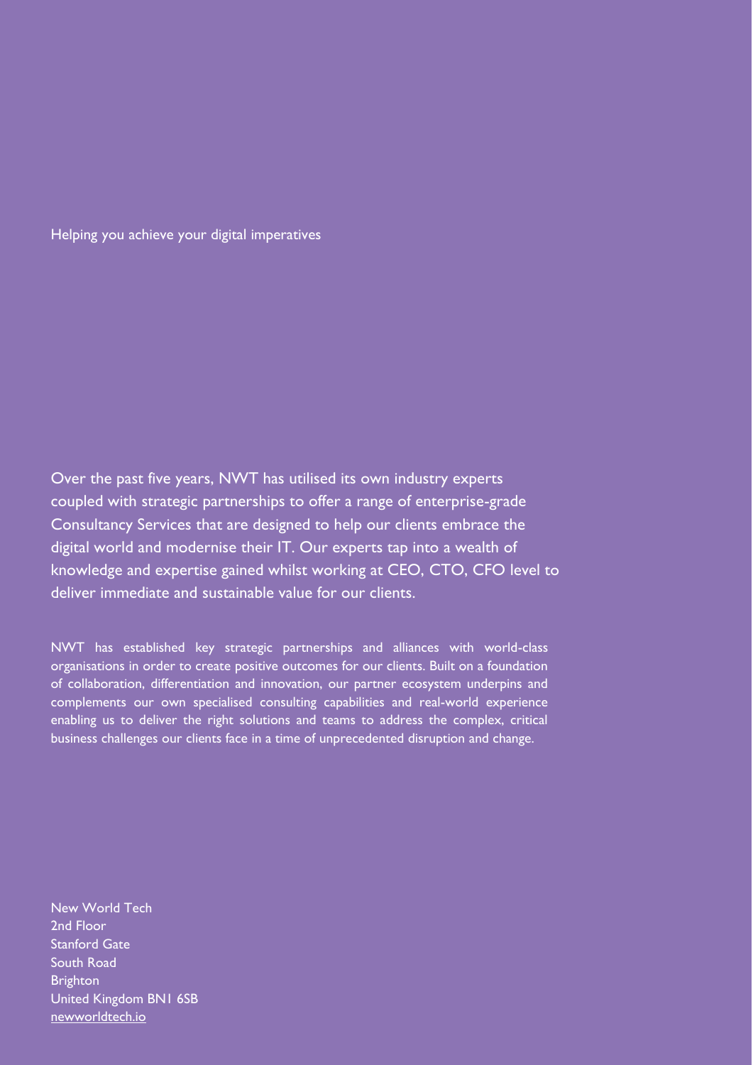Helping you achieve your digital imperatives

Over the past five years, NWT has utilised its own industry experts coupled with strategic partnerships to offer a range of enterprise-grade Consultancy Services that are designed to help our clients embrace the digital world and modernise their IT. Our experts tap into a wealth of knowledge and expertise gained whilst working at CEO, CTO, CFO level to deliver immediate and sustainable value for our clients.

NWT has established key strategic partnerships and alliances with world-class organisations in order to create positive outcomes for our clients. Built on a foundation of collaboration, differentiation and innovation, our partner ecosystem underpins and complements our own specialised consulting capabilities and real-world experience enabling us to deliver the right solutions and teams to address the complex, critical business challenges our clients face in a time of unprecedented disruption and change.

New World Tech
2nd Floor
Stanford Gate
South Road
Brighton
United Kingdom BN1 6SB
newworldtech.io